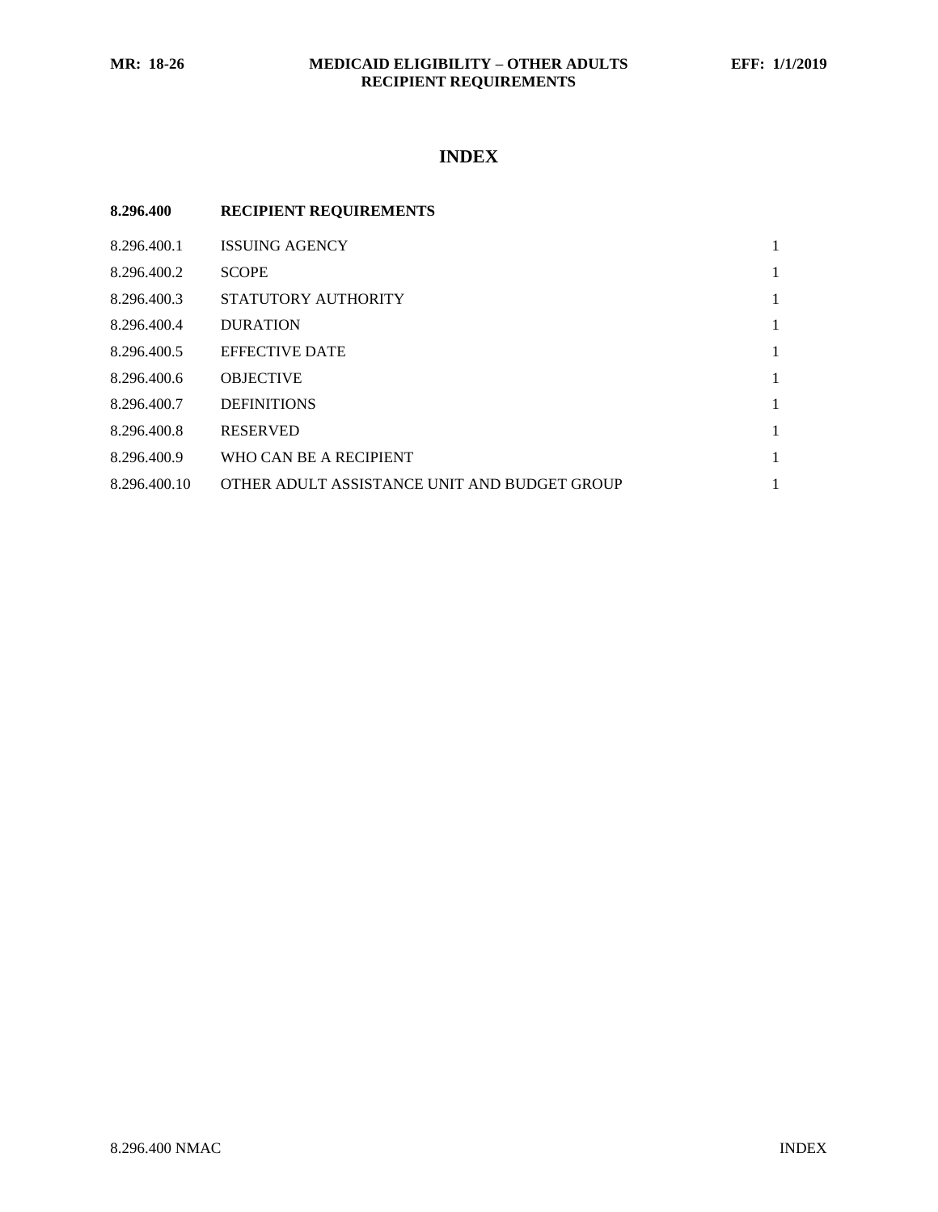# INDEX

| | | |
|---|---|---|
| **8.296.400** | **RECIPIENT REQUIREMENTS** | |
| 8.296.400.1 | ISSUING AGENCY | 1 |
| 8.296.400.2 | SCOPE | 1 |
| 8.296.400.3 | STATUTORY AUTHORITY | 1 |
| 8.296.400.4 | DURATION | 1 |
| 8.296.400.5 | EFFECTIVE DATE | 1 |
| 8.296.400.6 | OBJECTIVE | 1 |
| 8.296.400.7 | DEFINITIONS | 1 |
| 8.296.400.8 | RESERVED | 1 |
| 8.296.400.9 | WHO CAN BE A RECIPIENT | 1 |
| 8.296.400.10 | OTHER ADULT ASSISTANCE UNIT AND BUDGET GROUP | 1 |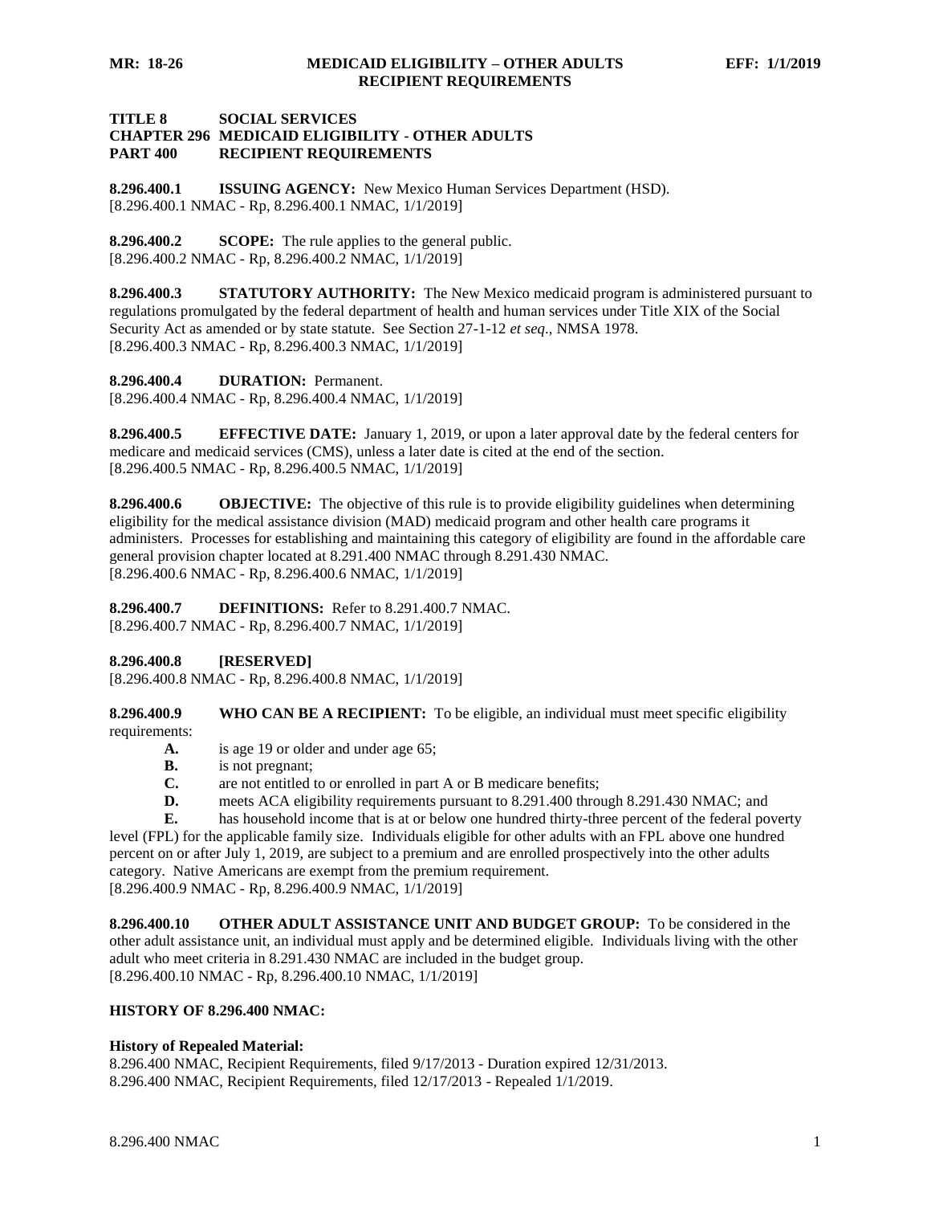# TITLE 8 SOCIAL SERVICES
## CHAPTER 296 MEDICAID ELIGIBILITY - OTHER ADULTS
## PART 400 RECIPIENT REQUIREMENTS

**8.296.400.1 ISSUING AGENCY:** New Mexico Human Services Department (HSD).
[8.296.400.1 NMAC - Rp, 8.296.400.1 NMAC, 1/1/2019]

**8.296.400.2 SCOPE:** The rule applies to the general public.
[8.296.400.2 NMAC - Rp, 8.296.400.2 NMAC, 1/1/2019]

**8.296.400.3 STATUTORY AUTHORITY:** The New Mexico medicaid program is administered pursuant to regulations promulgated by the federal department of health and human services under Title XIX of the Social Security Act as amended or by state statute. See Section 27-1-12 *et seq*., NMSA 1978.
[8.296.400.3 NMAC - Rp, 8.296.400.3 NMAC, 1/1/2019]

**8.296.400.4 DURATION:** Permanent.
[8.296.400.4 NMAC - Rp, 8.296.400.4 NMAC, 1/1/2019]

**8.296.400.5 EFFECTIVE DATE:** January 1, 2019, or upon a later approval date by the federal centers for medicare and medicaid services (CMS), unless a later date is cited at the end of the section.
[8.296.400.5 NMAC - Rp, 8.296.400.5 NMAC, 1/1/2019]

**8.296.400.6 OBJECTIVE:** The objective of this rule is to provide eligibility guidelines when determining eligibility for the medical assistance division (MAD) medicaid program and other health care programs it administers. Processes for establishing and maintaining this category of eligibility are found in the affordable care general provision chapter located at 8.291.400 NMAC through 8.291.430 NMAC.
[8.296.400.6 NMAC - Rp, 8.296.400.6 NMAC, 1/1/2019]

**8.296.400.7 DEFINITIONS:** Refer to 8.291.400.7 NMAC.
[8.296.400.7 NMAC - Rp, 8.296.400.7 NMAC, 1/1/2019]

**8.296.400.8 [RESERVED]**
[8.296.400.8 NMAC - Rp, 8.296.400.8 NMAC, 1/1/2019]

**8.296.400.9 WHO CAN BE A RECIPIENT:** To be eligible, an individual must meet specific eligibility requirements:

**A.** is age 19 or older and under age 65;

**B.** is not pregnant;

**C.** are not entitled to or enrolled in part A or B medicare benefits;

**D.** meets ACA eligibility requirements pursuant to 8.291.400 through 8.291.430 NMAC; and

**E.** has household income that is at or below one hundred thirty-three percent of the federal poverty level (FPL) for the applicable family size. Individuals eligible for other adults with an FPL above one hundred percent on or after July 1, 2019, are subject to a premium and are enrolled prospectively into the other adults category. Native Americans are exempt from the premium requirement.

[8.296.400.9 NMAC - Rp, 8.296.400.9 NMAC, 1/1/2019]

**8.296.400.10 OTHER ADULT ASSISTANCE UNIT AND BUDGET GROUP:** To be considered in the other adult assistance unit, an individual must apply and be determined eligible. Individuals living with the other adult who meet criteria in 8.291.430 NMAC are included in the budget group.
[8.296.400.10 NMAC - Rp, 8.296.400.10 NMAC, 1/1/2019]

**HISTORY OF 8.296.400 NMAC:**

**History of Repealed Material:**

8.296.400 NMAC, Recipient Requirements, filed 9/17/2013 - Duration expired 12/31/2013.
8.296.400 NMAC, Recipient Requirements, filed 12/17/2013 - Repealed 1/1/2019.